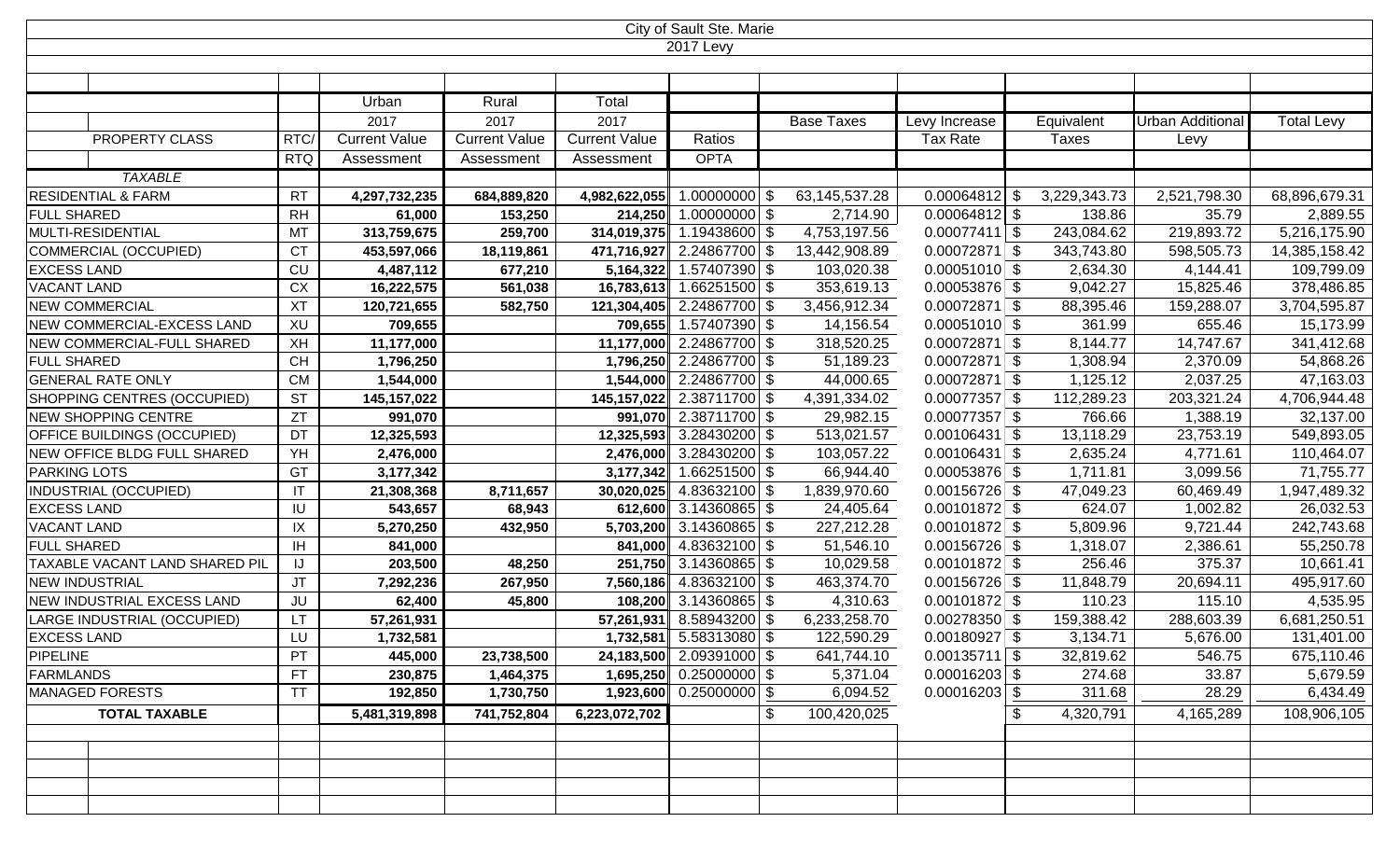City of Sault Ste. Marie

2017 Levy

| PROPERTY CLASS | RTC/RTQ | Urban 2017 Current Value Assessment | Rural 2017 Current Value Assessment | Total 2017 Current Value Assessment | Ratios OPTA | Base Taxes | Levy Increase Tax Rate | Equivalent Taxes | Urban Additional Levy | Total Levy |
|---|---|---|---|---|---|---|---|---|---|---|
| *TAXABLE* | | | | | | | | | | |
| RESIDENTIAL & FARM | RT | **4,297,732,235** | **684,889,820** | **4,982,622,055** | 1.00000000 | $ 63,145,537.28 | 0.00064812 | $ 3,229,343.73 | 2,521,798.30 | 68,896,679.31 |
| FULL SHARED | RH | **61,000** | **153,250** | **214,250** | 1.00000000 | $ 2,714.90 | 0.00064812 | $ 138.86 | 35.79 | 2,889.55 |
| MULTI-RESIDENTIAL | MT | **313,759,675** | **259,700** | **314,019,375** | 1.19438600 | $ 4,753,197.56 | 0.00077411 | $ 243,084.62 | 219,893.72 | 5,216,175.90 |
| COMMERCIAL (OCCUPIED) | CT | **453,597,066** | **18,119,861** | **471,716,927** | 2.24867700 | $ 13,442,908.89 | 0.00072871 | $ 343,743.80 | 598,505.73 | 14,385,158.42 |
| EXCESS LAND | CU | **4,487,112** | **677,210** | **5,164,322** | 1.57407390 | $ 103,020.38 | 0.00051010 | $ 2,634.30 | 4,144.41 | 109,799.09 |
| VACANT LAND | CX | **16,222,575** | **561,038** | **16,783,613** | 1.66251500 | $ 353,619.13 | 0.00053876 | $ 9,042.27 | 15,825.46 | 378,486.85 |
| NEW COMMERCIAL | XT | **120,721,655** | **582,750** | **121,304,405** | 2.24867700 | $ 3,456,912.34 | 0.00072871 | $ 88,395.46 | 159,288.07 | 3,704,595.87 |
| NEW COMMERCIAL-EXCESS LAND | XU | **709,655** | | **709,655** | 1.57407390 | $ 14,156.54 | 0.00051010 | $ 361.99 | 655.46 | 15,173.99 |
| NEW COMMERCIAL-FULL SHARED | XH | **11,177,000** | | **11,177,000** | 2.24867700 | $ 318,520.25 | 0.00072871 | $ 8,144.77 | 14,747.67 | 341,412.68 |
| FULL SHARED | CH | **1,796,250** | | **1,796,250** | 2.24867700 | $ 51,189.23 | 0.00072871 | $ 1,308.94 | 2,370.09 | 54,868.26 |
| GENERAL RATE ONLY | CM | **1,544,000** | | **1,544,000** | 2.24867700 | $ 44,000.65 | 0.00072871 | $ 1,125.12 | 2,037.25 | 47,163.03 |
| SHOPPING CENTRES (OCCUPIED) | ST | **145,157,022** | | **145,157,022** | 2.38711700 | $ 4,391,334.02 | 0.00077357 | $ 112,289.23 | 203,321.24 | 4,706,944.48 |
| NEW SHOPPING CENTRE | ZT | **991,070** | | **991,070** | 2.38711700 | $ 29,982.15 | 0.00077357 | $ 766.66 | 1,388.19 | 32,137.00 |
| OFFICE BUILDINGS (OCCUPIED) | DT | **12,325,593** | | **12,325,593** | 3.28430200 | $ 513,021.57 | 0.00106431 | $ 13,118.29 | 23,753.19 | 549,893.05 |
| NEW OFFICE BLDG FULL SHARED | YH | **2,476,000** | | **2,476,000** | 3.28430200 | $ 103,057.22 | 0.00106431 | $ 2,635.24 | 4,771.61 | 110,464.07 |
| PARKING LOTS | GT | **3,177,342** | | **3,177,342** | 1.66251500 | $ 66,944.40 | 0.00053876 | $ 1,711.81 | 3,099.56 | 71,755.77 |
| INDUSTRIAL (OCCUPIED) | IT | **21,308,368** | **8,711,657** | **30,020,025** | 4.83632100 | $ 1,839,970.60 | 0.00156726 | $ 47,049.23 | 60,469.49 | 1,947,489.32 |
| EXCESS LAND | IU | **543,657** | **68,943** | **612,600** | 3.14360865 | $ 24,405.64 | 0.00101872 | $ 624.07 | 1,002.82 | 26,032.53 |
| VACANT LAND | IX | **5,270,250** | **432,950** | **5,703,200** | 3.14360865 | $ 227,212.28 | 0.00101872 | $ 5,809.96 | 9,721.44 | 242,743.68 |
| FULL SHARED | IH | **841,000** | | **841,000** | 4.83632100 | $ 51,546.10 | 0.00156726 | $ 1,318.07 | 2,386.61 | 55,250.78 |
| TAXABLE VACANT LAND SHARED PIL | IJ | **203,500** | **48,250** | **251,750** | 3.14360865 | $ 10,029.58 | 0.00101872 | $ 256.46 | 375.37 | 10,661.41 |
| NEW INDUSTRIAL | JT | **7,292,236** | **267,950** | **7,560,186** | 4.83632100 | $ 463,374.70 | 0.00156726 | $ 11,848.79 | 20,694.11 | 495,917.60 |
| NEW INDUSTRIAL EXCESS LAND | JU | **62,400** | **45,800** | **108,200** | 3.14360865 | $ 4,310.63 | 0.00101872 | $ 110.23 | 115.10 | 4,535.95 |
| LARGE INDUSTRIAL (OCCUPIED) | LT | **57,261,931** | | **57,261,931** | 8.58943200 | $ 6,233,258.70 | 0.00278350 | $ 159,388.42 | 288,603.39 | 6,681,250.51 |
| EXCESS LAND | LU | **1,732,581** | | **1,732,581** | 5.58313080 | $ 122,590.29 | 0.00180927 | $ 3,134.71 | 5,676.00 | 131,401.00 |
| PIPELINE | PT | **445,000** | **23,738,500** | **24,183,500** | 2.09391000 | $ 641,744.10 | 0.00135711 | $ 32,819.62 | 546.75 | 675,110.46 |
| FARMLANDS | FT | **230,875** | **1,464,375** | **1,695,250** | 0.25000000 | $ 5,371.04 | 0.00016203 | $ 274.68 | 33.87 | 5,679.59 |
| MANAGED FORESTS | TT | **192,850** | **1,730,750** | **1,923,600** | 0.25000000 | $ 6,094.52 | 0.00016203 | $ 311.68 | 28.29 | 6,434.49 |
| **TOTAL TAXABLE** | | **5,481,319,898** | **741,752,804** | **6,223,072,702** | | $ 100,420,025 | | $ 4,320,791 | 4,165,289 | 108,906,105 |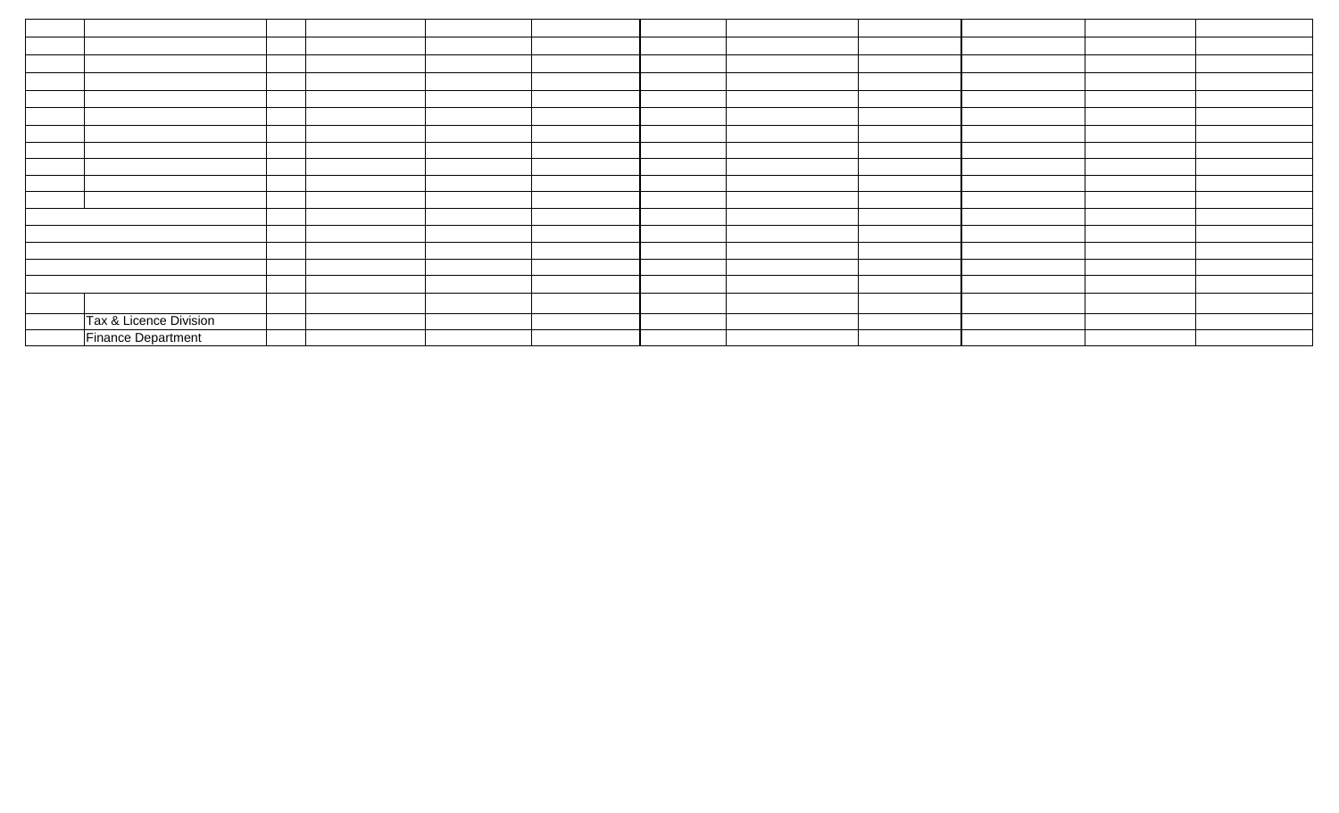| | | | | | | | | | | | |
|---|---|---|---|---|---|---|---|---|---|---|---|
| | Tax & Licence Division | | | | | | | | | | |
| | Finance Department | | | | | | | | | | |